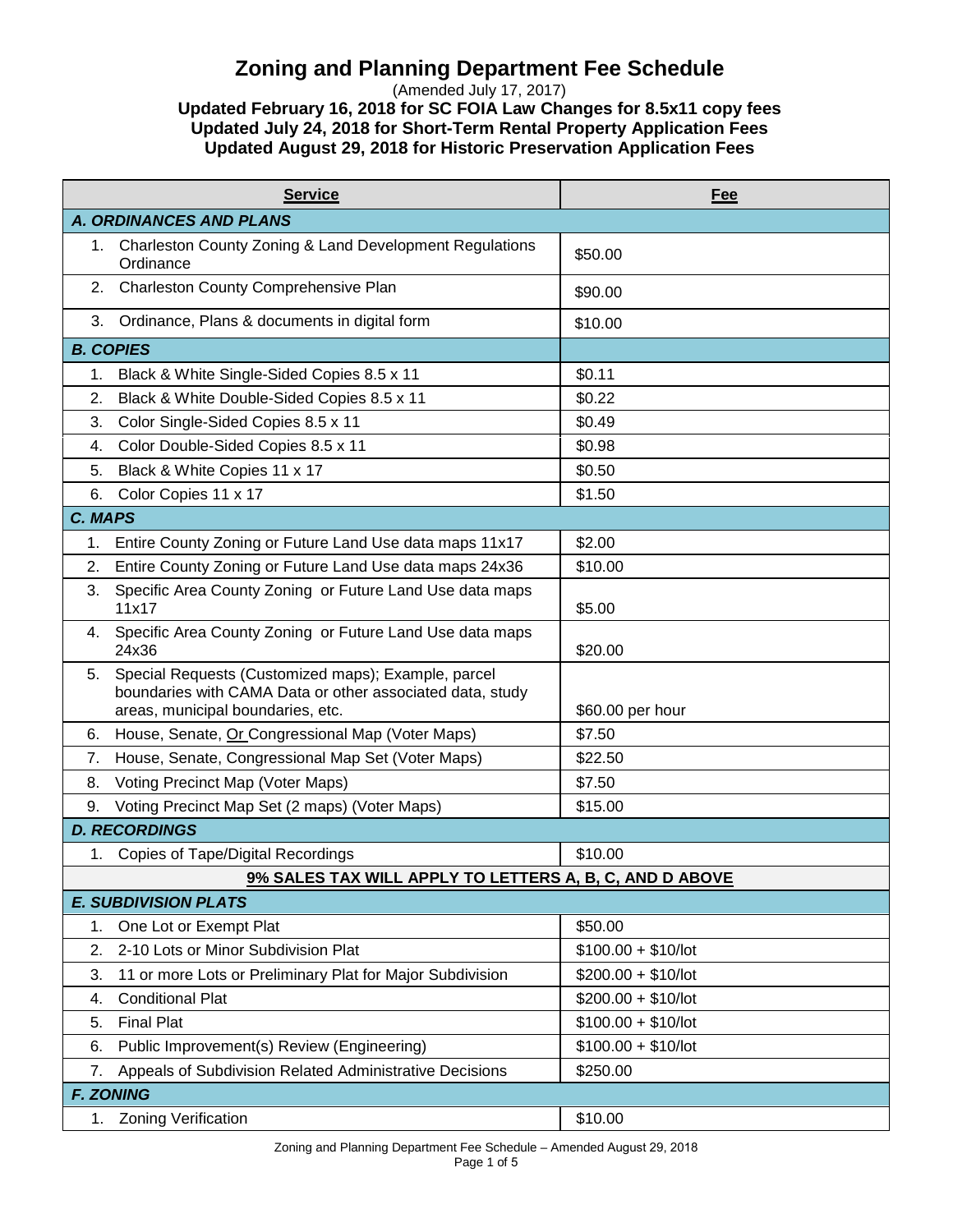# Zoning and Planning Department Fee Schedule

(Amended July 17, 2017)

**Updated February 16, 2018 for SC FOIA Law Changes for 8.5x11 copy fees**
**Updated July 24, 2018 for Short-Term Rental Property Application Fees**
**Updated August 29, 2018 for Historic Preservation Application Fees**

| Service | Fee |
|---|---|
| ***A. ORDINANCES AND PLANS*** | |
| 1. Charleston County Zoning & Land Development Regulations Ordinance | $50.00 |
| 2. Charleston County Comprehensive Plan | $90.00 |
| 3. Ordinance, Plans & documents in digital form | $10.00 |
| ***B. COPIES*** | |
| 1. Black & White Single-Sided Copies 8.5 x 11 | $0.11 |
| 2. Black & White Double-Sided Copies 8.5 x 11 | $0.22 |
| 3. Color Single-Sided Copies 8.5 x 11 | $0.49 |
| 4. Color Double-Sided Copies 8.5 x 11 | $0.98 |
| 5. Black & White Copies 11 x 17 | $0.50 |
| 6. Color Copies 11 x 17 | $1.50 |
| ***C. MAPS*** | |
| 1. Entire County Zoning or Future Land Use data maps 11x17 | $2.00 |
| 2. Entire County Zoning or Future Land Use data maps 24x36 | $10.00 |
| 3. Specific Area County Zoning or Future Land Use data maps 11x17 | $5.00 |
| 4. Specific Area County Zoning or Future Land Use data maps 24x36 | $20.00 |
| 5. Special Requests (Customized maps); Example, parcel boundaries with CAMA Data or other associated data, study areas, municipal boundaries, etc. | $60.00 per hour |
| 6. House, Senate, Or Congressional Map (Voter Maps) | $7.50 |
| 7. House, Senate, Congressional Map Set (Voter Maps) | $22.50 |
| 8. Voting Precinct Map (Voter Maps) | $7.50 |
| 9. Voting Precinct Map Set (2 maps) (Voter Maps) | $15.00 |
| ***D. RECORDINGS*** | |
| 1. Copies of Tape/Digital Recordings | $10.00 |
| **9% SALES TAX WILL APPLY TO LETTERS A, B, C, AND D ABOVE** | |
| ***E. SUBDIVISION PLATS*** | |
| 1. One Lot or Exempt Plat | $50.00 |
| 2. 2-10 Lots or Minor Subdivision Plat | $100.00 + $10/lot |
| 3. 11 or more Lots or Preliminary Plat for Major Subdivision | $200.00 + $10/lot |
| 4. Conditional Plat | $200.00 + $10/lot |
| 5. Final Plat | $100.00 + $10/lot |
| 6. Public Improvement(s) Review (Engineering) | $100.00 + $10/lot |
| 7. Appeals of Subdivision Related Administrative Decisions | $250.00 |
| ***F. ZONING*** | |
| 1. Zoning Verification | $10.00 |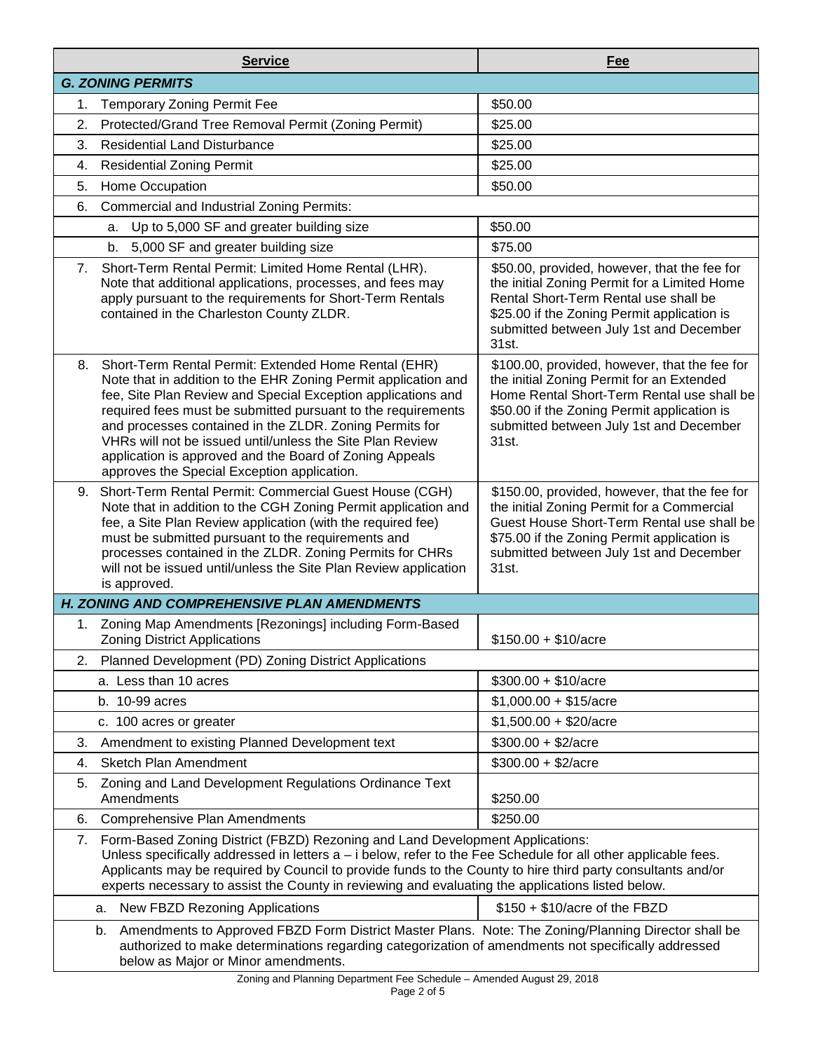| Service | Fee |
|---|---|
| ***G. ZONING PERMITS*** | |
| 1. Temporary Zoning Permit Fee | $50.00 |
| 2. Protected/Grand Tree Removal Permit (Zoning Permit) | $25.00 |
| 3. Residential Land Disturbance | $25.00 |
| 4. Residential Zoning Permit | $25.00 |
| 5. Home Occupation | $50.00 |
| 6. Commercial and Industrial Zoning Permits: | |
| a. Up to 5,000 SF and greater building size | $50.00 |
| b. 5,000 SF and greater building size | $75.00 |
| 7. Short-Term Rental Permit: Limited Home Rental (LHR). Note that additional applications, processes, and fees may apply pursuant to the requirements for Short-Term Rentals contained in the Charleston County ZLDR. | $50.00, provided, however, that the fee for the initial Zoning Permit for a Limited Home Rental Short-Term Rental use shall be $25.00 if the Zoning Permit application is submitted between July 1st and December 31st. |
| 8. Short-Term Rental Permit: Extended Home Rental (EHR) Note that in addition to the EHR Zoning Permit application and fee, Site Plan Review and Special Exception applications and required fees must be submitted pursuant to the requirements and processes contained in the ZLDR. Zoning Permits for VHRs will not be issued until/unless the Site Plan Review application is approved and the Board of Zoning Appeals approves the Special Exception application. | $100.00, provided, however, that the fee for the initial Zoning Permit for an Extended Home Rental Short-Term Rental use shall be $50.00 if the Zoning Permit application is submitted between July 1st and December 31st. |
| 9. Short-Term Rental Permit: Commercial Guest House (CGH) Note that in addition to the CGH Zoning Permit application and fee, a Site Plan Review application (with the required fee) must be submitted pursuant to the requirements and processes contained in the ZLDR. Zoning Permits for CHRs will not be issued until/unless the Site Plan Review application is approved. | $150.00, provided, however, that the fee for the initial Zoning Permit for a Commercial Guest House Short-Term Rental use shall be $75.00 if the Zoning Permit application is submitted between July 1st and December 31st. |
| ***H. ZONING AND COMPREHENSIVE PLAN AMENDMENTS*** | |
| 1. Zoning Map Amendments [Rezonings] including Form-Based Zoning District Applications | $150.00 + $10/acre |
| 2. Planned Development (PD) Zoning District Applications | |
| a. Less than 10 acres | $300.00 + $10/acre |
| b. 10-99 acres | $1,000.00 + $15/acre |
| c. 100 acres or greater | $1,500.00 + $20/acre |
| 3. Amendment to existing Planned Development text | $300.00 + $2/acre |
| 4. Sketch Plan Amendment | $300.00 + $2/acre |
| 5. Zoning and Land Development Regulations Ordinance Text Amendments | $250.00 |
| 6. Comprehensive Plan Amendments | $250.00 |
| 7. Form-Based Zoning District (FBZD) Rezoning and Land Development Applications: Unless specifically addressed in letters a – i below, refer to the Fee Schedule for all other applicable fees. Applicants may be required by Council to provide funds to the County to hire third party consultants and/or experts necessary to assist the County in reviewing and evaluating the applications listed below. | |
| a. New FBZD Rezoning Applications | $150 + $10/acre of the FBZD |
| b. Amendments to Approved FBZD Form District Master Plans. Note: The Zoning/Planning Director shall be authorized to make determinations regarding categorization of amendments not specifically addressed below as Major or Minor amendments. | |

Zoning and Planning Department Fee Schedule – Amended August 29, 2018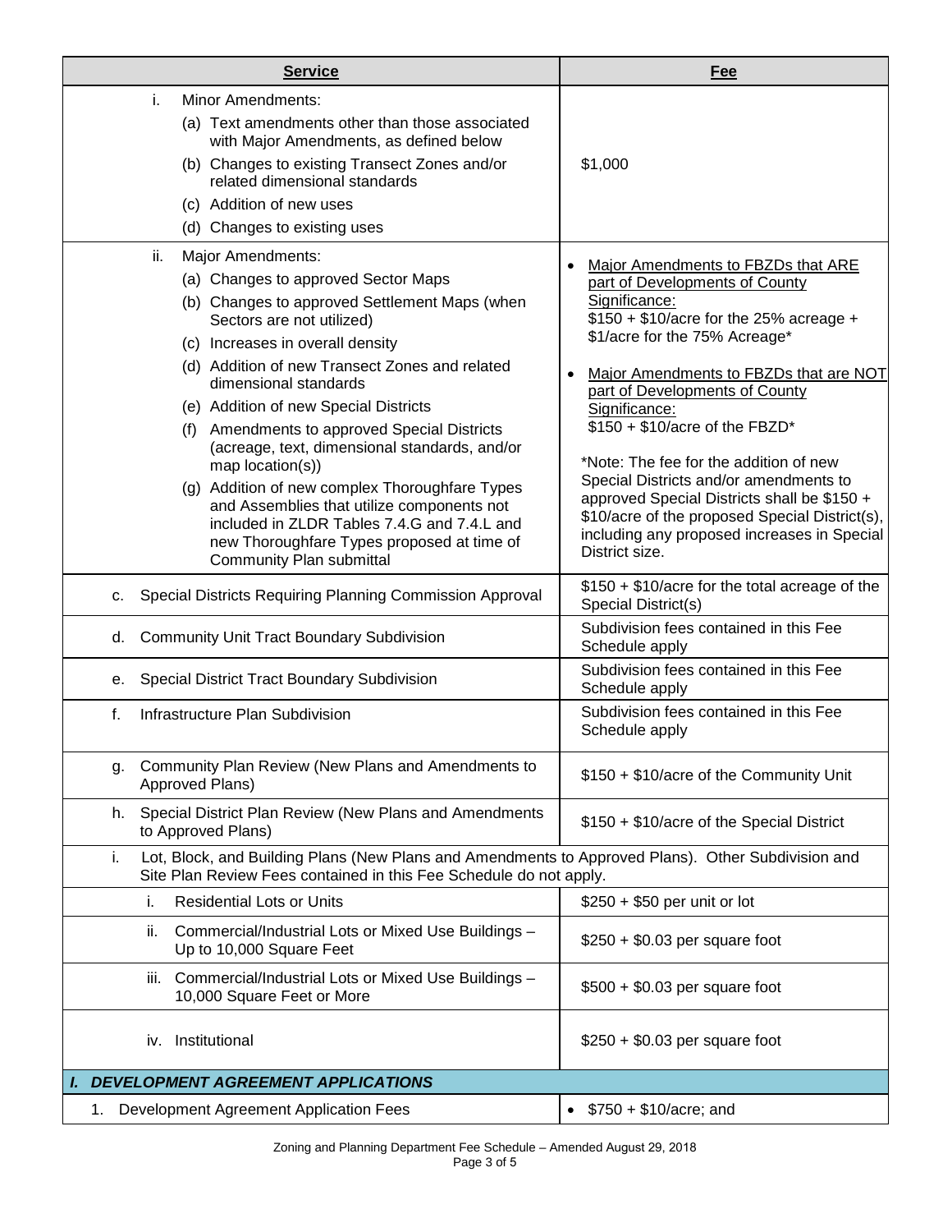| Service | Fee |
|---|---|
| i. Minor Amendments:<br>(a) Text amendments other than those associated with Major Amendments, as defined below<br>(b) Changes to existing Transect Zones and/or related dimensional standards<br>(c) Addition of new uses<br>(d) Changes to existing uses | $1,000 |
| ii. Major Amendments:<br>(a) Changes to approved Sector Maps<br>(b) Changes to approved Settlement Maps (when Sectors are not utilized)<br>(c) Increases in overall density<br>(d) Addition of new Transect Zones and related dimensional standards<br>(e) Addition of new Special Districts<br>(f) Amendments to approved Special Districts (acreage, text, dimensional standards, and/or map location(s))<br>(g) Addition of new complex Thoroughfare Types and Assemblies that utilize components not included in ZLDR Tables 7.4.G and 7.4.L and new Thoroughfare Types proposed at time of Community Plan submittal | • Major Amendments to FBZDs that ARE part of Developments of County Significance:<br>$150 + $10/acre for the 25% acreage + $1/acre for the 75% Acreage*<br>• Major Amendments to FBZDs that are NOT part of Developments of County Significance:<br>$150 + $10/acre of the FBZD*<br>*Note: The fee for the addition of new Special Districts and/or amendments to approved Special Districts shall be $150 + $10/acre of the proposed Special District(s), including any proposed increases in Special District size. |
| c. Special Districts Requiring Planning Commission Approval | $150 + $10/acre for the total acreage of the Special District(s) |
| d. Community Unit Tract Boundary Subdivision | Subdivision fees contained in this Fee Schedule apply |
| e. Special District Tract Boundary Subdivision | Subdivision fees contained in this Fee Schedule apply |
| f. Infrastructure Plan Subdivision | Subdivision fees contained in this Fee Schedule apply |
| g. Community Plan Review (New Plans and Amendments to Approved Plans) | $150 + $10/acre of the Community Unit |
| h. Special District Plan Review (New Plans and Amendments to Approved Plans) | $150 + $10/acre of the Special District |
| i. Lot, Block, and Building Plans (New Plans and Amendments to Approved Plans). Other Subdivision and Site Plan Review Fees contained in this Fee Schedule do not apply. | |
| i. Residential Lots or Units | $250 + $50 per unit or lot |
| ii. Commercial/Industrial Lots or Mixed Use Buildings – Up to 10,000 Square Feet | $250 + $0.03 per square foot |
| iii. Commercial/Industrial Lots or Mixed Use Buildings – 10,000 Square Feet or More | $500 + $0.03 per square foot |
| iv. Institutional | $250 + $0.03 per square foot |
| ***I. DEVELOPMENT AGREEMENT APPLICATIONS*** | |
| 1. Development Agreement Application Fees | • $750 + $10/acre; and |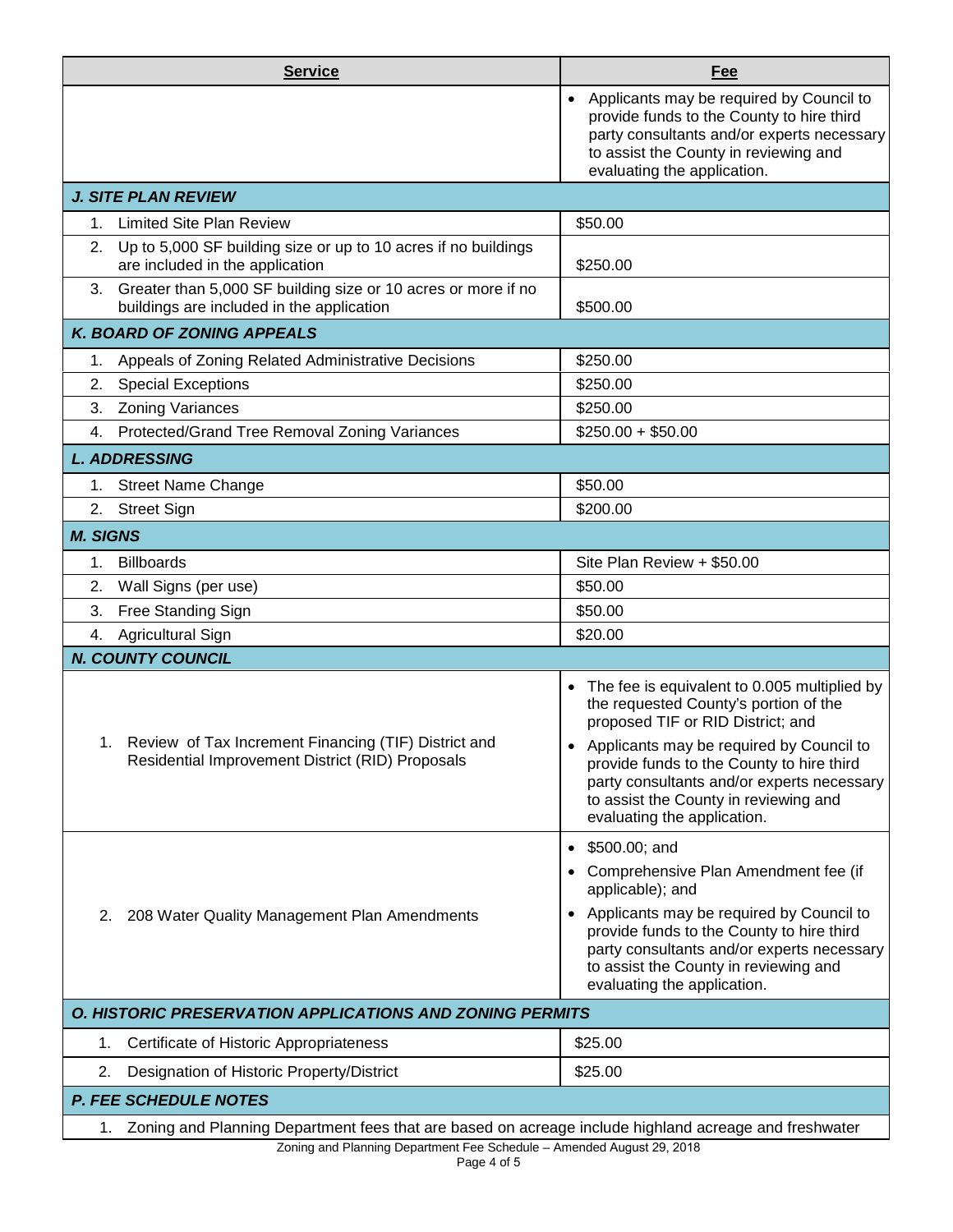| Service | Fee |
|---|---|
| | • Applicants may be required by Council to provide funds to the County to hire third party consultants and/or experts necessary to assist the County in reviewing and evaluating the application. |
| ***J. SITE PLAN REVIEW*** | |
| 1. Limited Site Plan Review | $50.00 |
| 2. Up to 5,000 SF building size or up to 10 acres if no buildings are included in the application | $250.00 |
| 3. Greater than 5,000 SF building size or 10 acres or more if no buildings are included in the application | $500.00 |
| ***K. BOARD OF ZONING APPEALS*** | |
| 1. Appeals of Zoning Related Administrative Decisions | $250.00 |
| 2. Special Exceptions | $250.00 |
| 3. Zoning Variances | $250.00 |
| 4. Protected/Grand Tree Removal Zoning Variances | $250.00 + $50.00 |
| ***L. ADDRESSING*** | |
| 1. Street Name Change | $50.00 |
| 2. Street Sign | $200.00 |
| ***M. SIGNS*** | |
| 1. Billboards | Site Plan Review + $50.00 |
| 2. Wall Signs (per use) | $50.00 |
| 3. Free Standing Sign | $50.00 |
| 4. Agricultural Sign | $20.00 |
| ***N. COUNTY COUNCIL*** | |
| 1. Review of Tax Increment Financing (TIF) District and Residential Improvement District (RID) Proposals | • The fee is equivalent to 0.005 multiplied by the requested County's portion of the proposed TIF or RID District; and<br>• Applicants may be required by Council to provide funds to the County to hire third party consultants and/or experts necessary to assist the County in reviewing and evaluating the application. |
| 2. 208 Water Quality Management Plan Amendments | • $500.00; and<br>• Comprehensive Plan Amendment fee (if applicable); and<br>• Applicants may be required by Council to provide funds to the County to hire third party consultants and/or experts necessary to assist the County in reviewing and evaluating the application. |
| ***O. HISTORIC PRESERVATION APPLICATIONS AND ZONING PERMITS*** | |
| 1. Certificate of Historic Appropriateness | $25.00 |
| 2. Designation of Historic Property/District | $25.00 |
| ***P. FEE SCHEDULE NOTES*** | |
| 1. Zoning and Planning Department fees that are based on acreage include highland acreage and freshwater | |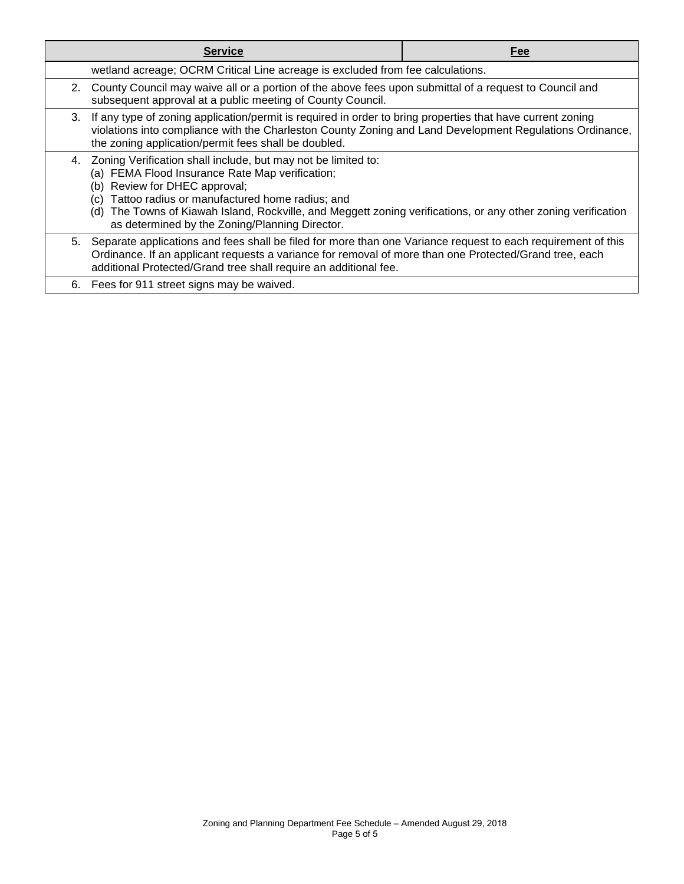| Service | Fee |
|---|---|
| wetland acreage; OCRM Critical Line acreage is excluded from fee calculations. | |
| 2. County Council may waive all or a portion of the above fees upon submittal of a request to Council and subsequent approval at a public meeting of County Council. | |
| 3. If any type of zoning application/permit is required in order to bring properties that have current zoning violations into compliance with the Charleston County Zoning and Land Development Regulations Ordinance, the zoning application/permit fees shall be doubled. | |
| 4. Zoning Verification shall include, but may not be limited to: (a) FEMA Flood Insurance Rate Map verification; (b) Review for DHEC approval; (c) Tattoo radius or manufactured home radius; and (d) The Towns of Kiawah Island, Rockville, and Meggett zoning verifications, or any other zoning verification as determined by the Zoning/Planning Director. | |
| 5. Separate applications and fees shall be filed for more than one Variance request to each requirement of this Ordinance. If an applicant requests a variance for removal of more than one Protected/Grand tree, each additional Protected/Grand tree shall require an additional fee. | |
| 6. Fees for 911 street signs may be waived. | |

Zoning and Planning Department Fee Schedule – Amended August 29, 2018